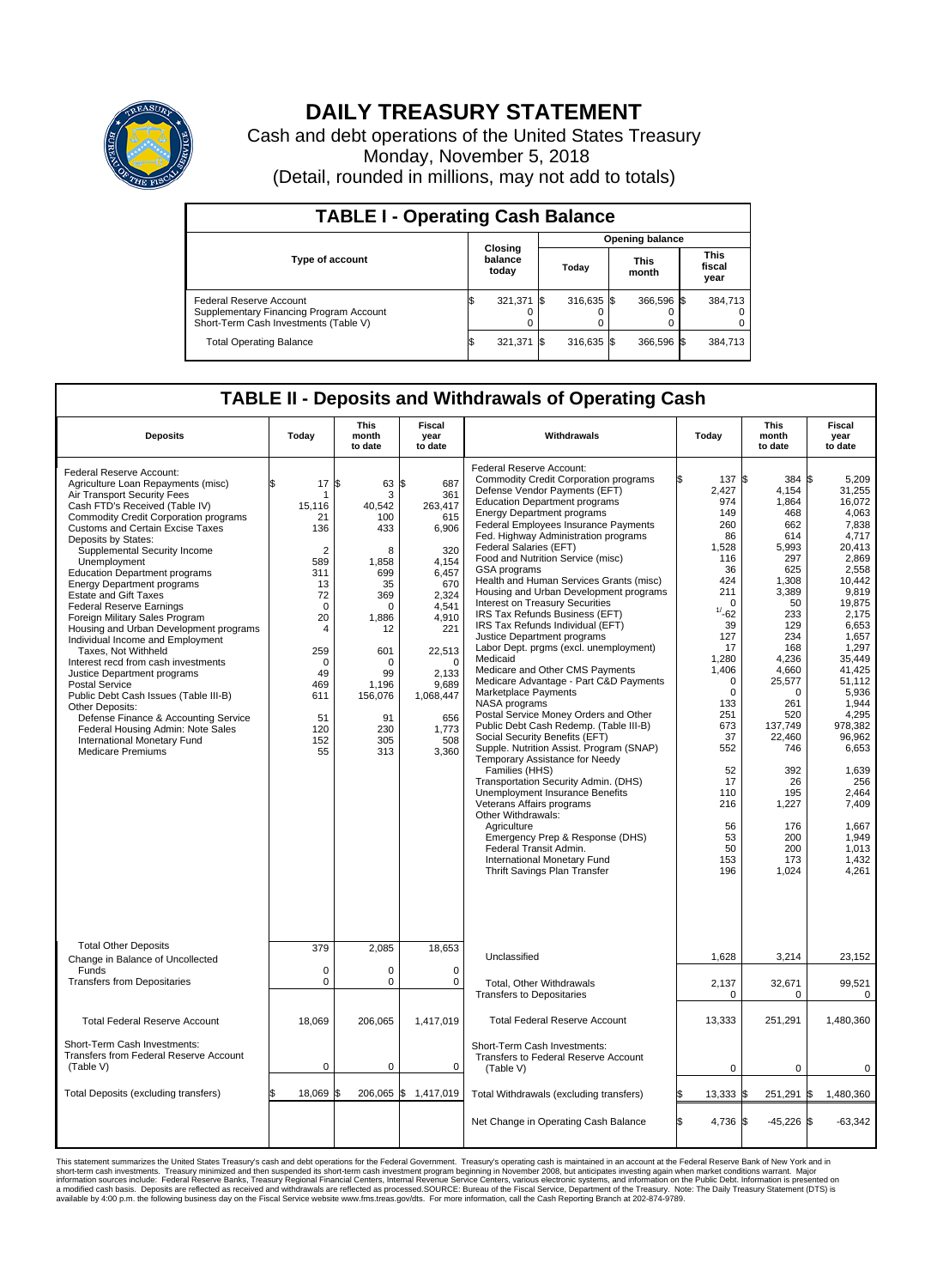# DAILY TREASURY STATEMENT

Cash and debt operations of the United States Treasury

Monday, November 5, 2018

(Detail, rounded in millions, may not add to totals)

## TABLE I - Operating Cash Balance

| Type of account | Closing balance today | Opening balance Today | Opening balance This month | Opening balance This fiscal year |
|---|---|---|---|---|
| Federal Reserve Account | $ 321,371 | $ 316,635 | $ 366,596 | $ 384,713 |
| Supplementary Financing Program Account | 0 | 0 | 0 | 0 |
| Short-Term Cash Investments (Table V) | 0 | 0 | 0 | 0 |
| Total Operating Balance | $ 321,371 | $ 316,635 | $ 366,596 | $ 384,713 |

## TABLE II - Deposits and Withdrawals of Operating Cash

| Deposits | Today | This month to date | Fiscal year to date | Withdrawals | Today | This month to date | Fiscal year to date |
|---|---|---|---|---|---|---|---|
| Federal Reserve Account: | | | | Federal Reserve Account: | | | |
| Agriculture Loan Repayments (misc) | $ 17 | $ 63 | $ 687 | Commodity Credit Corporation programs | $ 137 | $ 384 | $ 5,209 |
| Air Transport Security Fees | 1 | 3 | 361 | Defense Vendor Payments (EFT) | 2,427 | 4,154 | 31,255 |
| Cash FTD's Received (Table IV) | 15,116 | 40,542 | 263,417 | Education Department programs | 974 | 1,864 | 16,072 |
| Commodity Credit Corporation programs | 21 | 100 | 615 | Energy Department programs | 149 | 468 | 4,063 |
| Customs and Certain Excise Taxes | 136 | 433 | 6,906 | Federal Employees Insurance Payments | 260 | 662 | 7,838 |
| Deposits by States: | | | | Fed. Highway Administration programs | 86 | 614 | 4,717 |
| Supplemental Security Income | 2 | 8 | 320 | Federal Salaries (EFT) | 1,528 | 5,993 | 20,413 |
| Unemployment | 589 | 1,858 | 4,154 | Food and Nutrition Service (misc) | 116 | 297 | 2,869 |
| Education Department programs | 311 | 699 | 6,457 | GSA programs | 36 | 625 | 2,558 |
| Energy Department programs | 13 | 35 | 670 | Health and Human Services Grants (misc) | 424 | 1,308 | 10,442 |
| Estate and Gift Taxes | 72 | 369 | 2,324 | Housing and Urban Development programs | 211 | 3,389 | 9,819 |
| Federal Reserve Earnings | 0 | 0 | 4,541 | Interest on Treasury Securities | 0 | 50 | 19,875 |
| Foreign Military Sales Program | 20 | 1,886 | 4,910 | IRS Tax Refunds Business (EFT) | 1/ -62 | 233 | 2,175 |
| Housing and Urban Development programs | 4 | 12 | 221 | IRS Tax Refunds Individual (EFT) | 39 | 129 | 6,653 |
| Individual Income and Employment Taxes, Not Withheld | 259 | 601 | 22,513 | Justice Department programs | 127 | 234 | 1,657 |
| Interest recd from cash investments | 0 | 0 | 0 | Labor Dept. prgms (excl. unemployment) | 17 | 168 | 1,297 |
| Justice Department programs | 49 | 99 | 2,133 | Medicaid | 1,280 | 4,236 | 35,449 |
| Postal Service | 469 | 1,196 | 9,689 | Medicare and Other CMS Payments | 1,406 | 4,660 | 41,425 |
| Public Debt Cash Issues (Table III-B) | 611 | 156,076 | 1,068,447 | Medicare Advantage - Part C&D Payments | 0 | 25,577 | 51,112 |
| Other Deposits: | | | | Marketplace Payments | 0 | 0 | 5,936 |
| Defense Finance & Accounting Service | 51 | 91 | 656 | NASA programs | 133 | 261 | 1,944 |
| Federal Housing Admin: Note Sales | 120 | 230 | 1,773 | Postal Service Money Orders and Other | 251 | 520 | 4,295 |
| International Monetary Fund | 152 | 305 | 508 | Public Debt Cash Redemp. (Table III-B) | 673 | 137,749 | 978,382 |
| Medicare Premiums | 55 | 313 | 3,360 | Social Security Benefits (EFT) | 37 | 22,460 | 96,962 |
| | | | | Supple. Nutrition Assist. Program (SNAP) | 552 | 746 | 6,653 |
| | | | | Temporary Assistance for Needy Families (HHS) | 52 | 392 | 1,639 |
| | | | | Transportation Security Admin. (DHS) | 17 | 26 | 256 |
| | | | | Unemployment Insurance Benefits | 110 | 195 | 2,464 |
| | | | | Veterans Affairs programs | 216 | 1,227 | 7,409 |
| | | | | Other Withdrawals: | | | |
| | | | | Agriculture | 56 | 176 | 1,667 |
| | | | | Emergency Prep & Response (DHS) | 53 | 200 | 1,949 |
| | | | | Federal Transit Admin. | 50 | 200 | 1,013 |
| | | | | International Monetary Fund | 153 | 173 | 1,432 |
| | | | | Thrift Savings Plan Transfer | 196 | 1,024 | 4,261 |
| Total Other Deposits | 379 | 2,085 | 18,653 | Unclassified | 1,628 | 3,214 | 23,152 |
| Change in Balance of Uncollected Funds | 0 | 0 | 0 | | | | |
| Transfers from Depositaries | 0 | 0 | 0 | Total, Other Withdrawals | 2,137 | 32,671 | 99,521 |
| | | | | Transfers to Depositaries | 0 | 0 | 0 |
| Total Federal Reserve Account | 18,069 | 206,065 | 1,417,019 | Total Federal Reserve Account | 13,333 | 251,291 | 1,480,360 |
| Short-Term Cash Investments: Transfers from Federal Reserve Account (Table V) | 0 | 0 | 0 | Short-Term Cash Investments: Transfers to Federal Reserve Account (Table V) | 0 | 0 | 0 |
| Total Deposits (excluding transfers) | $ 18,069 | $ 206,065 | $ 1,417,019 | Total Withdrawals (excluding transfers) | $ 13,333 | $ 251,291 | $ 1,480,360 |
| | | | | Net Change in Operating Cash Balance | $ 4,736 | $ -45,226 | $ -63,342 |

This statement summarizes the United States Treasury's cash and debt operations for the Federal Government. Treasury's operating cash is maintained in an account at the Federal Reserve Bank of New York and in short-term cash investments. Treasury minimized and then suspended its short-term cash investment program beginning in November 2008, but anticipates investing again when market conditions warrant. Major information sources include: Federal Reserve Banks, Treasury Regional Financial Centers, Internal Revenue Service Centers, various electronic systems, and information on the Public Debt. Information is presented on a modified cash basis. Deposits are reflected as received and withdrawals are reflected as processed.SOURCE: Bureau of the Fiscal Service, Department of the Treasury. Note: The Daily Treasury Statement (DTS) is available by 4:00 p.m. the following business day on the Fiscal Service website www.fms.treas.gov/dts. For more information, call the Cash Reporting Branch at 202-874-9789.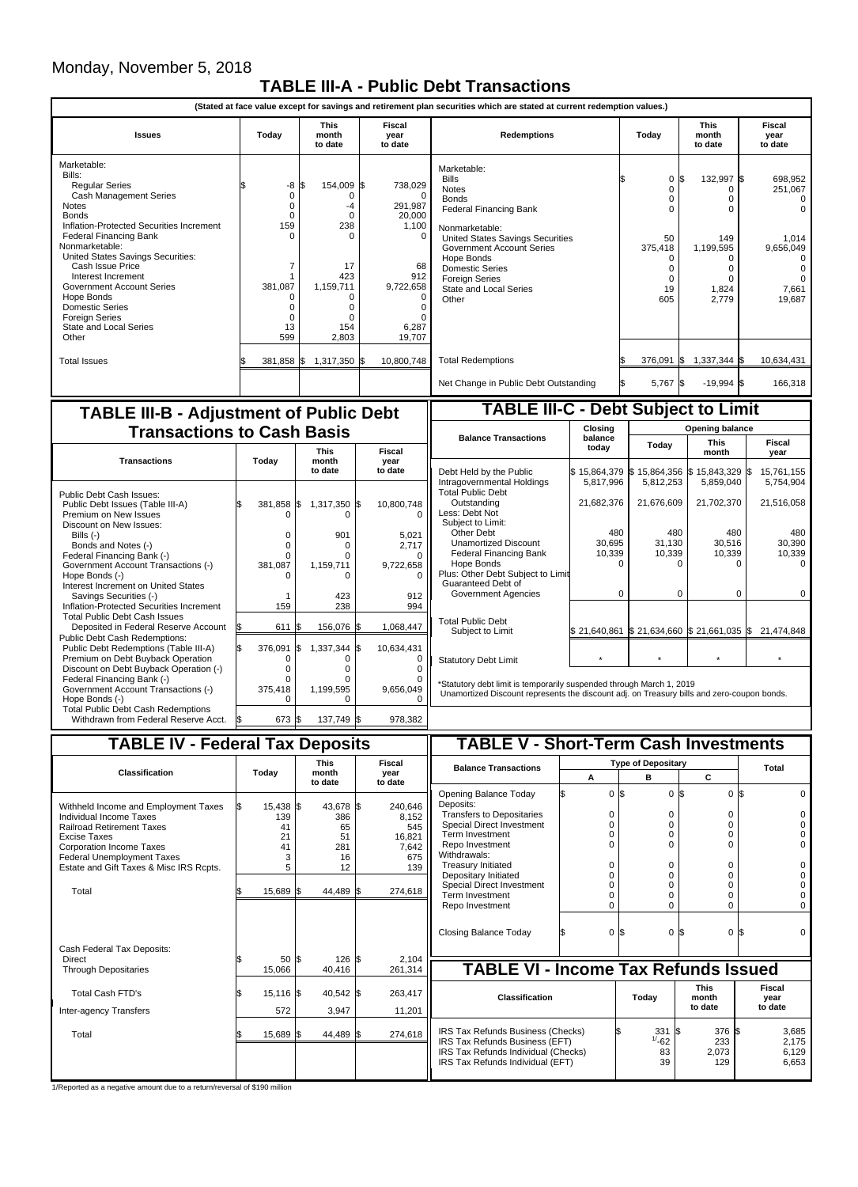Monday, November 5, 2018

# TABLE III-A - Public Debt Transactions

(Stated at face value except for savings and retirement plan securities which are stated at current redemption values.)

| Issues | Today | This month to date | Fiscal year to date |
|---|---|---|---|
| Marketable: | | | |
| Bills: | | | |
| Regular Series | $ -8 | $ 154,009 | $ 738,029 |
| Cash Management Series | 0 | 0 | 0 |
| Notes | 0 | -4 | 291,987 |
| Bonds | 0 | 0 | 20,000 |
| Inflation-Protected Securities Increment | 159 | 238 | 1,100 |
| Federal Financing Bank | 0 | 0 | 0 |
| Nonmarketable: | | | |
| United States Savings Securities: | | | |
| Cash Issue Price | 7 | 17 | 68 |
| Interest Increment | 1 | 423 | 912 |
| Government Account Series | 381,087 | 1,159,711 | 9,722,658 |
| Hope Bonds | 0 | 0 | 0 |
| Domestic Series | 0 | 0 | 0 |
| Foreign Series | 0 | 0 | 0 |
| State and Local Series | 13 | 154 | 6,287 |
| Other | 599 | 2,803 | 19,707 |
| Total Issues | $ 381,858 | $ 1,317,350 | $ 10,800,748 |

| Redemptions | Today | This month to date | Fiscal year to date |
|---|---|---|---|
| Marketable: | | | |
| Bills | $ 0 | $ 132,997 | $ 698,952 |
| Notes | 0 | 0 | 251,067 |
| Bonds | 0 | 0 | 0 |
| Federal Financing Bank | 0 | 0 | 0 |
| Nonmarketable: | | | |
| United States Savings Securities | 50 | 149 | 1,014 |
| Government Account Series | 375,418 | 1,199,595 | 9,656,049 |
| Hope Bonds | 0 | 0 | 0 |
| Domestic Series | 0 | 0 | 0 |
| Foreign Series | 0 | 0 | 0 |
| State and Local Series | 19 | 1,824 | 7,661 |
| Other | 605 | 2,779 | 19,687 |
| Total Redemptions | $ 376,091 | $ 1,337,344 | $ 10,634,431 |
| Net Change in Public Debt Outstanding | $ 5,767 | $ -19,994 | $ 166,318 |

# TABLE III-B - Adjustment of Public Debt Transactions to Cash Basis

| Transactions | Today | This month to date | Fiscal year to date |
|---|---|---|---|
| Public Debt Cash Issues: | | | |
| Public Debt Issues (Table III-A) | $ 381,858 | $ 1,317,350 | $ 10,800,748 |
| Premium on New Issues | 0 | 0 | 0 |
| Discount on New Issues: | | | |
| Bills (-) | 0 | 901 | 5,021 |
| Bonds and Notes (-) | 0 | 0 | 2,717 |
| Federal Financing Bank (-) | 0 | 0 | 0 |
| Government Account Transactions (-) | 381,087 | 1,159,711 | 9,722,658 |
| Hope Bonds (-) | 0 | 0 | 0 |
| Interest Increment on United States Savings Securities (-) | 1 | 423 | 912 |
| Inflation-Protected Securities Increment | 159 | 238 | 994 |
| Total Public Debt Cash Issues Deposited in Federal Reserve Account | $ 611 | $ 156,076 | $ 1,068,447 |
| Public Debt Cash Redemptions: | | | |
| Public Debt Redemptions (Table III-A) | $ 376,091 | $ 1,337,344 | $ 10,634,431 |
| Premium on Debt Buyback Operation | 0 | 0 | 0 |
| Discount on Debt Buyback Operation (-) | 0 | 0 | 0 |
| Federal Financing Bank (-) | 0 | 0 | 0 |
| Government Account Transactions (-) | 375,418 | 1,199,595 | 9,656,049 |
| Hope Bonds (-) | 0 | 0 | 0 |
| Total Public Debt Cash Redemptions Withdrawn from Federal Reserve Acct. | $ 673 | $ 137,749 | $ 978,382 |

# TABLE III-C - Debt Subject to Limit

| Balance Transactions | Closing balance today | Opening balance Today | Opening balance This month | Opening balance Fiscal year |
|---|---|---|---|---|
| Debt Held by the Public | $ 15,864,379 | $ 15,864,356 | $ 15,843,329 | $ 15,761,155 |
| Intragovernmental Holdings | 5,817,996 | 5,812,253 | 5,859,040 | 5,754,904 |
| Total Public Debt Outstanding | 21,682,376 | 21,676,609 | 21,702,370 | 21,516,058 |
| Less: Debt Not Subject to Limit: | | | | |
| Other Debt | 480 | 480 | 480 | 480 |
| Unamortized Discount | 30,695 | 31,130 | 30,516 | 30,390 |
| Federal Financing Bank | 10,339 | 10,339 | 10,339 | 10,339 |
| Hope Bonds | 0 | 0 | 0 | 0 |
| Plus: Other Debt Subject to Limit | | | | |
| Guaranteed Debt of Government Agencies | 0 | 0 | 0 | 0 |
| Total Public Debt Subject to Limit | $ 21,640,861 | $ 21,634,660 | $ 21,661,035 | $ 21,474,848 |
| Statutory Debt Limit | * | * | * | * |

*Statutory debt limit is temporarily suspended through March 1, 2019
Unamortized Discount represents the discount adj. on Treasury bills and zero-coupon bonds.

# TABLE IV - Federal Tax Deposits

| Classification | Today | This month to date | Fiscal year to date |
|---|---|---|---|
| Withheld Income and Employment Taxes | $ 15,438 | $ 43,678 | $ 240,646 |
| Individual Income Taxes | 139 | 386 | 8,152 |
| Railroad Retirement Taxes | 41 | 65 | 545 |
| Excise Taxes | 21 | 51 | 16,821 |
| Corporation Income Taxes | 41 | 281 | 7,642 |
| Federal Unemployment Taxes | 3 | 16 | 675 |
| Estate and Gift Taxes & Misc IRS Rcpts. | 5 | 12 | 139 |
| Total | $ 15,689 | $ 44,489 | $ 274,618 |
| Cash Federal Tax Deposits: | | | |
| Direct | $ 50 | $ 126 | $ 2,104 |
| Through Depositaries | 15,066 | 40,416 | 261,314 |
| Total Cash FTD's | $ 15,116 | $ 40,542 | $ 263,417 |
| Inter-agency Transfers | 572 | 3,947 | 11,201 |
| Total | $ 15,689 | $ 44,489 | $ 274,618 |

# TABLE V - Short-Term Cash Investments

| Balance Transactions | Type of Depositary A | Type of Depositary B | Type of Depositary C | Total |
|---|---|---|---|---|
| Opening Balance Today | $ 0 | $ 0 | $ 0 | $ 0 |
| Deposits: | | | | |
| Transfers to Depositaries | 0 | 0 | 0 | 0 |
| Special Direct Investment | 0 | 0 | 0 | 0 |
| Term Investment | 0 | 0 | 0 | 0 |
| Repo Investment | 0 | 0 | 0 | 0 |
| Withdrawals: | | | | |
| Treasury Initiated | 0 | 0 | 0 | 0 |
| Depositary Initiated | 0 | 0 | 0 | 0 |
| Special Direct Investment | 0 | 0 | 0 | 0 |
| Term Investment | 0 | 0 | 0 | 0 |
| Repo Investment | 0 | 0 | 0 | 0 |
| Closing Balance Today | $ 0 | $ 0 | $ 0 | $ 0 |

# TABLE VI - Income Tax Refunds Issued

| Classification | Today | This month to date | Fiscal year to date |
|---|---|---|---|
| IRS Tax Refunds Business (Checks) | $ 331 | $ 376 | $ 3,685 |
| IRS Tax Refunds Business (EFT) | [1/] -62 | 233 | 2,175 |
| IRS Tax Refunds Individual (Checks) | 83 | 2,073 | 6,129 |
| IRS Tax Refunds Individual (EFT) | 39 | 129 | 6,653 |

1/Reported as a negative amount due to a return/reversal of $190 million